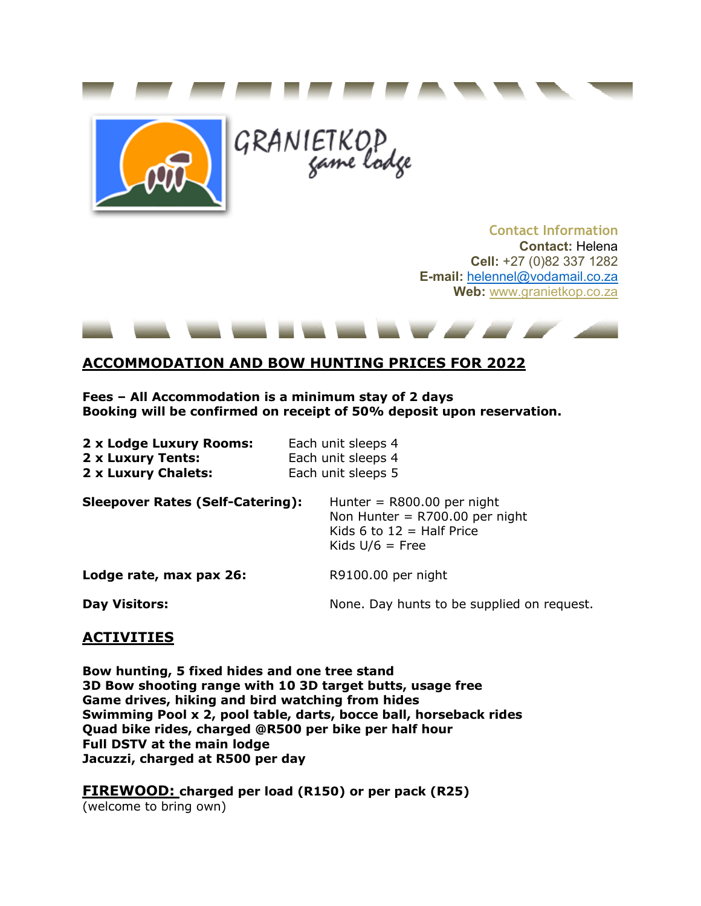GRANIETKOP game lodge

**Contact Information**
**Contact:** Helena
**Cell:** +27 (0)82 337 1282
**E-mail:** helennel@vodamail.co.za
**Web:** www.granietkop.co.za

## ACCOMMODATION AND BOW HUNTING PRICES FOR 2022

**Fees – All Accommodation is a minimum stay of 2 days**
**Booking will be confirmed on receipt of 50% deposit upon reservation.**

| | |
|---|---|
| **2 x Lodge Luxury Rooms:** | Each unit sleeps 4 |
| **2 x Luxury Tents:** | Each unit sleeps 4 |
| **2 x Luxury Chalets:** | Each unit sleeps 5 |

| | |
|---|---|
| **Sleepover Rates (Self-Catering):** | Hunter = R800.00 per night<br>Non Hunter = R700.00 per night<br>Kids 6 to 12 = Half Price<br>Kids U/6 = Free |
| **Lodge rate, max pax 26:** | R9100.00 per night |
| **Day Visitors:** | None. Day hunts to be supplied on request. |

## ACTIVITIES

**Bow hunting, 5 fixed hides and one tree stand**
**3D Bow shooting range with 10 3D target butts, usage free**
**Game drives, hiking and bird watching from hides**
**Swimming Pool x 2, pool table, darts, bocce ball, horseback rides**
**Quad bike rides, charged @R500 per bike per half hour**
**Full DSTV at the main lodge**
**Jacuzzi, charged at R500 per day**

**FIREWOOD: charged per load (R150) or per pack (R25)**
(welcome to bring own)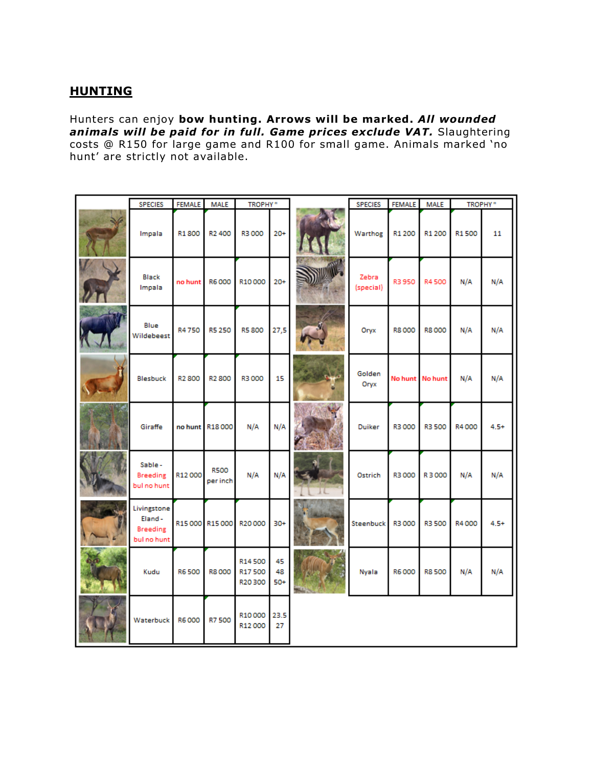## HUNTING

Hunters can enjoy **bow hunting. Arrows will be marked. *All wounded animals will be paid for in full. Game prices exclude VAT.*** Slaughtering costs @ R150 for large game and R100 for small game. Animals marked 'no hunt' are strictly not available.

| SPECIES | FEMALE | MALE | TROPHY " | |
|---|---|---|---|---|
| Impala | R1 800 | R2 400 | R3 000 | 20+ |
| Black Impala | no hunt | R6 000 | R10 000 | 20+ |
| Blue Wildebeest | R4 750 | R5 250 | R5 800 | 27,5 |
| Blesbuck | R2 800 | R2 800 | R3 000 | 15 |
| Giraffe | no hunt | R18 000 | N/A | N/A |
| Sable - Breeding bul no hunt | R12 000 | R500 per inch | N/A | N/A |
| Livingstone Eland - Breeding bul no hunt | R15 000 | R15 000 | R20 000 | 30+ |
| Kudu | R6 500 | R8 000 | R14 500<br>R17 500<br>R20 300 | 45<br>48<br>50+ |
| Waterbuck | R6 000 | R7 500 | R10 000<br>R12 000 | 23.5<br>27 |

| SPECIES | FEMALE | MALE | TROPHY " | |
|---|---|---|---|---|
| Warthog | R1 200 | R1 200 | R1 500 | 11 |
| Zebra (special) | R3 950 | R4 500 | N/A | N/A |
| Oryx | R8 000 | R8 000 | N/A | N/A |
| Golden Oryx | No hunt | No hunt | N/A | N/A |
| Duiker | R3 000 | R3 500 | R4 000 | 4.5+ |
| Ostrich | R3 000 | R 3 000 | N/A | N/A |
| Steenbuck | R3 000 | R3 500 | R4 000 | 4.5+ |
| Nyala | R6 000 | R8 500 | N/A | N/A |